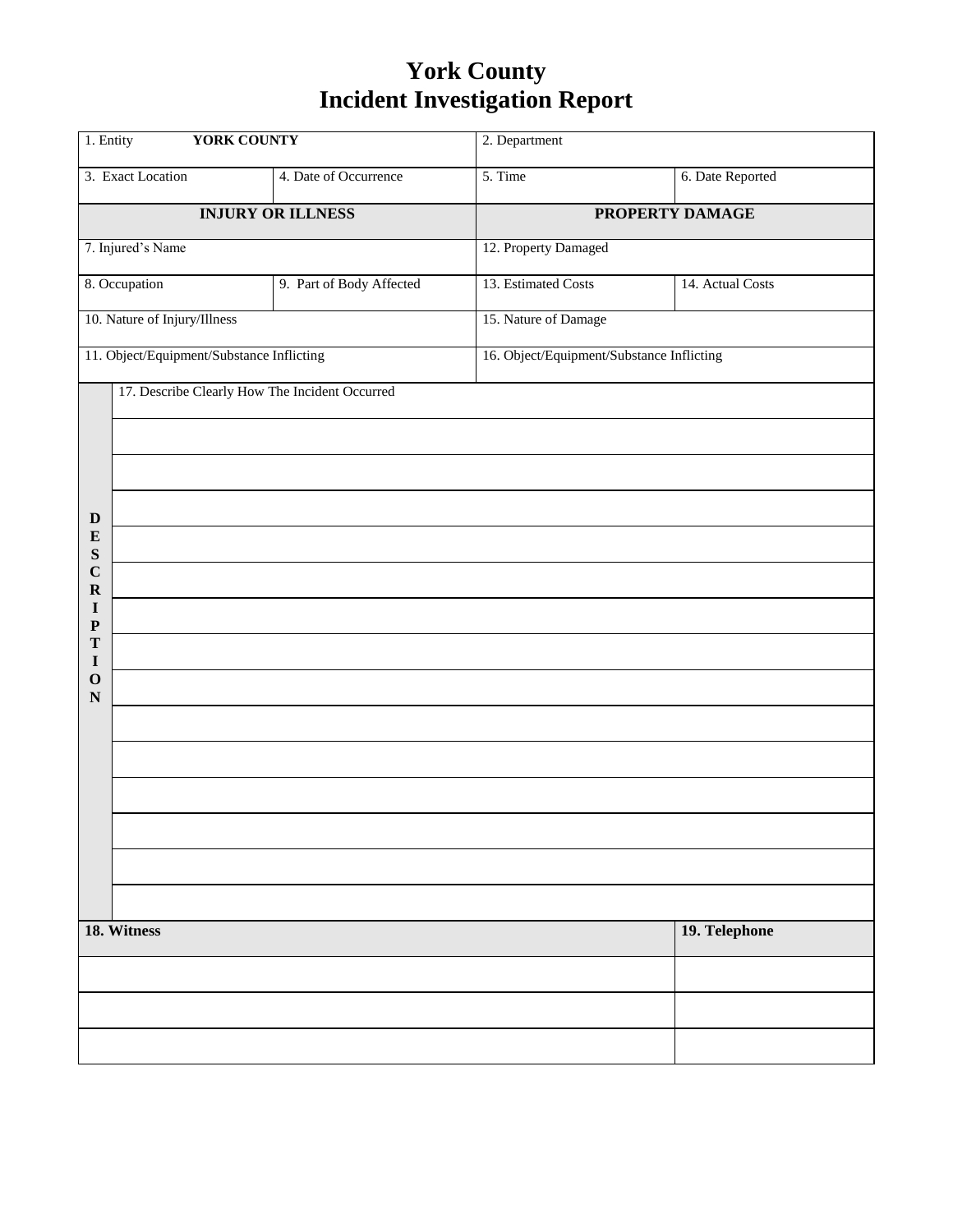# York County
# Incident Investigation Report

| 1. Entity **YORK COUNTY** | | 2. Department | |
|---|---|---|---|
| 3. Exact Location | 4. Date of Occurrence | 5. Time | 6. Date Reported |
| **INJURY OR ILLNESS** | | **PROPERTY DAMAGE** | |
| 7. Injured's Name | | 12. Property Damaged | |
| 8. Occupation | 9. Part of Body Affected | 13. Estimated Costs | 14. Actual Costs |
| 10. Nature of Injury/Illness | | 15. Nature of Damage | |
| 11. Object/Equipment/Substance Inflicting | | 16. Object/Equipment/Substance Inflicting | |

| **DESCRIPTION** | 17. Describe Clearly How The Incident Occurred |
|---|---|
| | |
| | |
| | |
| | |
| | |
| | |
| | |
| | |
| | |
| | |
| | |
| | |
| | |
| | |

| **18. Witness** | **19. Telephone** |
|---|---|
| | |
| | |
| | |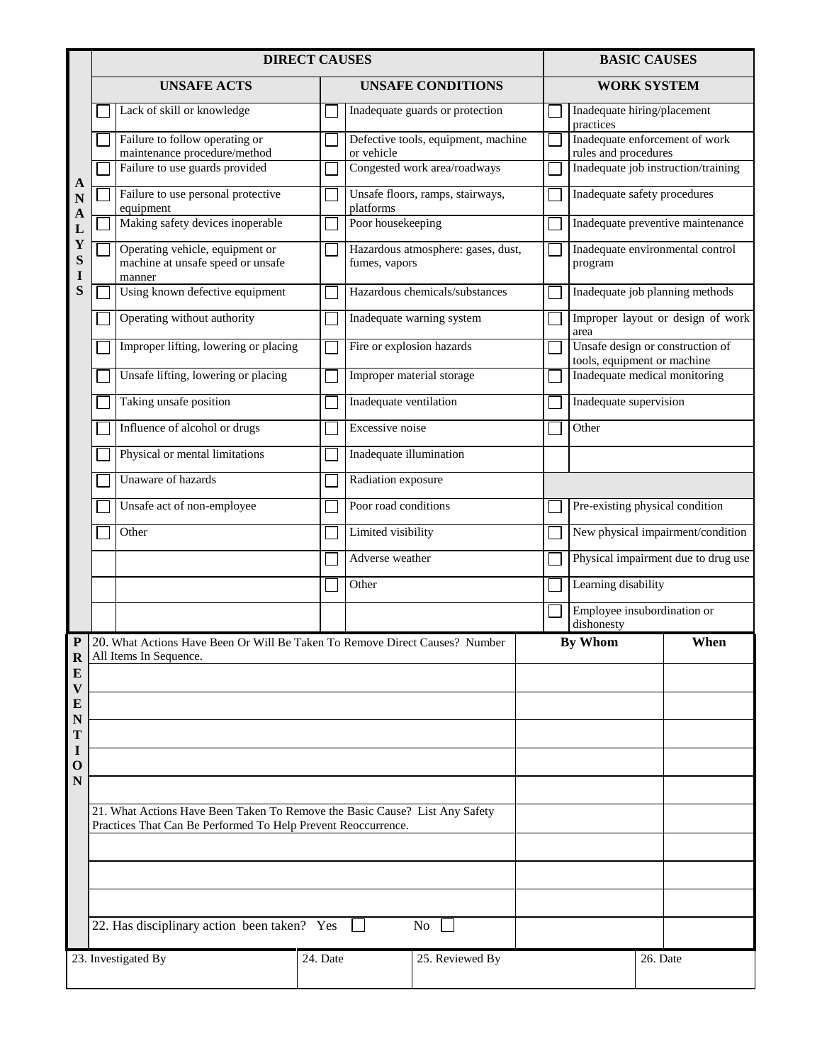| ANALYSIS | DIRECT CAUSES | | BASIC CAUSES |
|---|---|---|---|
| | **UNSAFE ACTS** | **UNSAFE CONDITIONS** | **WORK SYSTEM** |
| | ☐ Lack of skill or knowledge | ☐ Inadequate guards or protection | ☐ Inadequate hiring/placement practices |
| | ☐ Failure to follow operating or maintenance procedure/method | ☐ Defective tools, equipment, machine or vehicle | ☐ Inadequate enforcement of work rules and procedures |
| | ☐ Failure to use guards provided | ☐ Congested work area/roadways | ☐ Inadequate job instruction/training |
| | ☐ Failure to use personal protective equipment | ☐ Unsafe floors, ramps, stairways, platforms | ☐ Inadequate safety procedures |
| | ☐ Making safety devices inoperable | ☐ Poor housekeeping | ☐ Inadequate preventive maintenance |
| | ☐ Operating vehicle, equipment or machine at unsafe speed or unsafe manner | ☐ Hazardous atmosphere: gases, dust, fumes, vapors | ☐ Inadequate environmental control program |
| | ☐ Using known defective equipment | ☐ Hazardous chemicals/substances | ☐ Inadequate job planning methods |
| | ☐ Operating without authority | ☐ Inadequate warning system | ☐ Improper layout or design of work area |
| | ☐ Improper lifting, lowering or placing | ☐ Fire or explosion hazards | ☐ Unsafe design or construction of tools, equipment or machine |
| | ☐ Unsafe lifting, lowering or placing | ☐ Improper material storage | ☐ Inadequate medical monitoring |
| | ☐ Taking unsafe position | ☐ Inadequate ventilation | ☐ Inadequate supervision |
| | ☐ Influence of alcohol or drugs | ☐ Excessive noise | ☐ Other |
| | ☐ Physical or mental limitations | ☐ Inadequate illumination | |
| | ☐ Unaware of hazards | ☐ Radiation exposure | |
| | ☐ Unsafe act of non-employee | ☐ Poor road conditions | ☐ Pre-existing physical condition |
| | ☐ Other | ☐ Limited visibility | ☐ New physical impairment/condition |
| | | ☐ Adverse weather | ☐ Physical impairment due to drug use |
| | | ☐ Other | ☐ Learning disability |
| | | | ☐ Employee insubordination or dishonesty |

| PREVENTION | | By Whom | When |
|---|---|---|---|
| | 20. What Actions Have Been Or Will Be Taken To Remove Direct Causes? Number All Items In Sequence. | | |
| | | | |
| | | | |
| | | | |
| | | | |
| | | | |
| | 21. What Actions Have Been Taken To Remove the Basic Cause? List Any Safety Practices That Can Be Performed To Help Prevent Reoccurrence. | | |
| | | | |
| | | | |
| | | | |
| | 22. Has disciplinary action been taken? Yes ☐ No ☐ | | |

| 23. Investigated By | 24. Date | 25. Reviewed By | 26. Date |
|---|---|---|---|
| | | | |